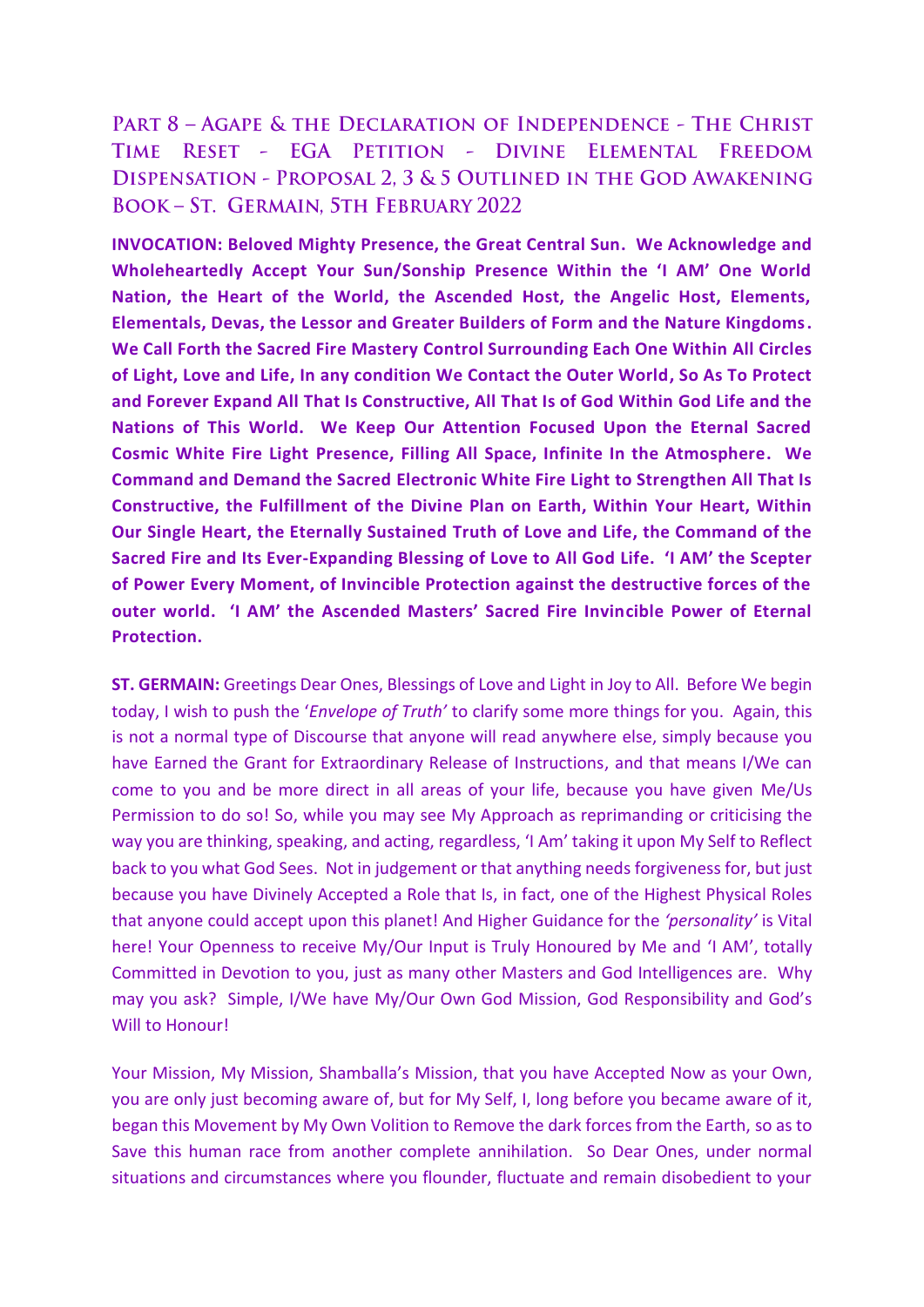# Part 8 – Agape & the Declaration of Independence - The Christ Time Reset - EGA Petition - Divine Elemental Freedom Dispensation - Proposal 2, 3 & 5 Outlined in the God Awakening Book – St. Germain, 5th February 2022

**INVOCATION: Beloved Mighty Presence, the Great Central Sun. We Acknowledge and Wholeheartedly Accept Your Sun/Sonship Presence Within the 'I AM' One World Nation, the Heart of the World, the Ascended Host, the Angelic Host, Elements, Elementals, Devas, the Lessor and Greater Builders of Form and the Nature Kingdoms. We Call Forth the Sacred Fire Mastery Control Surrounding Each One Within All Circles of Light, Love and Life, In any condition We Contact the Outer World, So As To Protect and Forever Expand All That Is Constructive, All That Is of God Within God Life and the Nations of This World. We Keep Our Attention Focused Upon the Eternal Sacred Cosmic White Fire Light Presence, Filling All Space, Infinite In the Atmosphere. We Command and Demand the Sacred Electronic White Fire Light to Strengthen All That Is Constructive, the Fulfillment of the Divine Plan on Earth, Within Your Heart, Within Our Single Heart, the Eternally Sustained Truth of Love and Life, the Command of the Sacred Fire and Its Ever-Expanding Blessing of Love to All God Life. 'I AM' the Scepter of Power Every Moment, of Invincible Protection against the destructive forces of the outer world. 'I AM' the Ascended Masters' Sacred Fire Invincible Power of Eternal Protection.**

**ST. GERMAIN:** Greetings Dear Ones, Blessings of Love and Light in Joy to All. Before We begin today, I wish to push the '*Envelope of Truth'* to clarify some more things for you. Again, this is not a normal type of Discourse that anyone will read anywhere else, simply because you have Earned the Grant for Extraordinary Release of Instructions, and that means I/We can come to you and be more direct in all areas of your life, because you have given Me/Us Permission to do so! So, while you may see My Approach as reprimanding or criticising the way you are thinking, speaking, and acting, regardless, 'I Am' taking it upon My Self to Reflect back to you what God Sees. Not in judgement or that anything needs forgiveness for, but just because you have Divinely Accepted a Role that Is, in fact, one of the Highest Physical Roles that anyone could accept upon this planet! And Higher Guidance for the *'personality'* is Vital here! Your Openness to receive My/Our Input is Truly Honoured by Me and 'I AM', totally Committed in Devotion to you, just as many other Masters and God Intelligences are. Why may you ask? Simple, I/We have My/Our Own God Mission, God Responsibility and God's Will to Honour!

Your Mission, My Mission, Shamballa's Mission, that you have Accepted Now as your Own, you are only just becoming aware of, but for My Self, I, long before you became aware of it, began this Movement by My Own Volition to Remove the dark forces from the Earth, so as to Save this human race from another complete annihilation. So Dear Ones, under normal situations and circumstances where you flounder, fluctuate and remain disobedient to your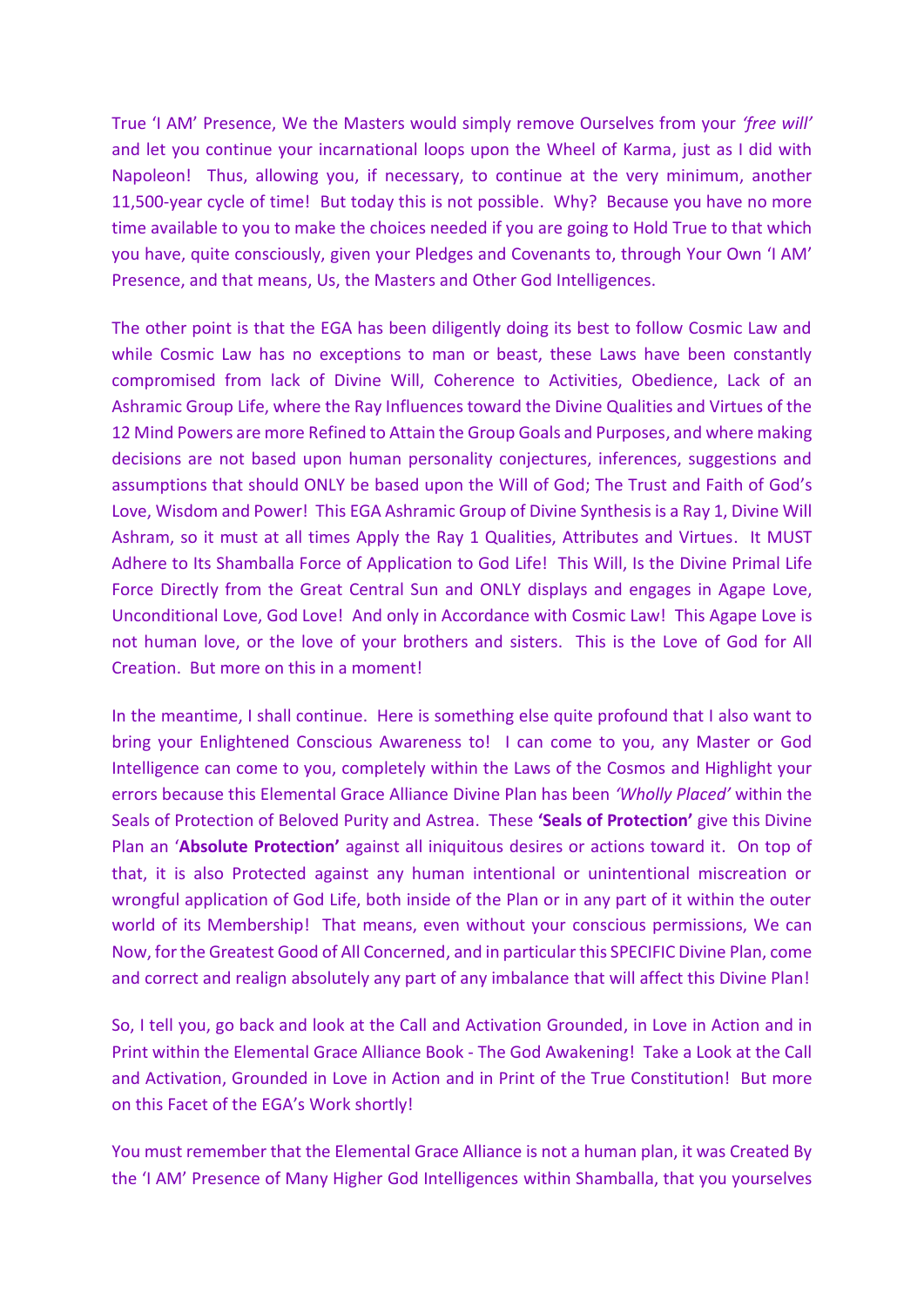True 'I AM' Presence, We the Masters would simply remove Ourselves from your *'free will'* and let you continue your incarnational loops upon the Wheel of Karma, just as I did with Napoleon! Thus, allowing you, if necessary, to continue at the very minimum, another 11,500-year cycle of time! But today this is not possible. Why? Because you have no more time available to you to make the choices needed if you are going to Hold True to that which you have, quite consciously, given your Pledges and Covenants to, through Your Own 'I AM' Presence, and that means, Us, the Masters and Other God Intelligences.

The other point is that the EGA has been diligently doing its best to follow Cosmic Law and while Cosmic Law has no exceptions to man or beast, these Laws have been constantly compromised from lack of Divine Will, Coherence to Activities, Obedience, Lack of an Ashramic Group Life, where the Ray Influences toward the Divine Qualities and Virtues of the 12 Mind Powers are more Refined to Attain the Group Goals and Purposes, and where making decisions are not based upon human personality conjectures, inferences, suggestions and assumptions that should ONLY be based upon the Will of God; The Trust and Faith of God's Love, Wisdom and Power! This EGA Ashramic Group of Divine Synthesis is a Ray 1, Divine Will Ashram, so it must at all times Apply the Ray 1 Qualities, Attributes and Virtues. It MUST Adhere to Its Shamballa Force of Application to God Life! This Will, Is the Divine Primal Life Force Directly from the Great Central Sun and ONLY displays and engages in Agape Love, Unconditional Love, God Love! And only in Accordance with Cosmic Law! This Agape Love is not human love, or the love of your brothers and sisters. This is the Love of God for All Creation. But more on this in a moment!

In the meantime, I shall continue. Here is something else quite profound that I also want to bring your Enlightened Conscious Awareness to! I can come to you, any Master or God Intelligence can come to you, completely within the Laws of the Cosmos and Highlight your errors because this Elemental Grace Alliance Divine Plan has been *'Wholly Placed'* within the Seals of Protection of Beloved Purity and Astrea. These **'Seals of Protection'** give this Divine Plan an '**Absolute Protection'** against all iniquitous desires or actions toward it. On top of that, it is also Protected against any human intentional or unintentional miscreation or wrongful application of God Life, both inside of the Plan or in any part of it within the outer world of its Membership! That means, even without your conscious permissions, We can Now, for the Greatest Good of All Concerned, and in particular this SPECIFIC Divine Plan, come and correct and realign absolutely any part of any imbalance that will affect this Divine Plan!

So, I tell you, go back and look at the Call and Activation Grounded, in Love in Action and in Print within the Elemental Grace Alliance Book - The God Awakening! Take a Look at the Call and Activation, Grounded in Love in Action and in Print of the True Constitution! But more on this Facet of the EGA's Work shortly!

You must remember that the Elemental Grace Alliance is not a human plan, it was Created By the 'I AM' Presence of Many Higher God Intelligences within Shamballa, that you yourselves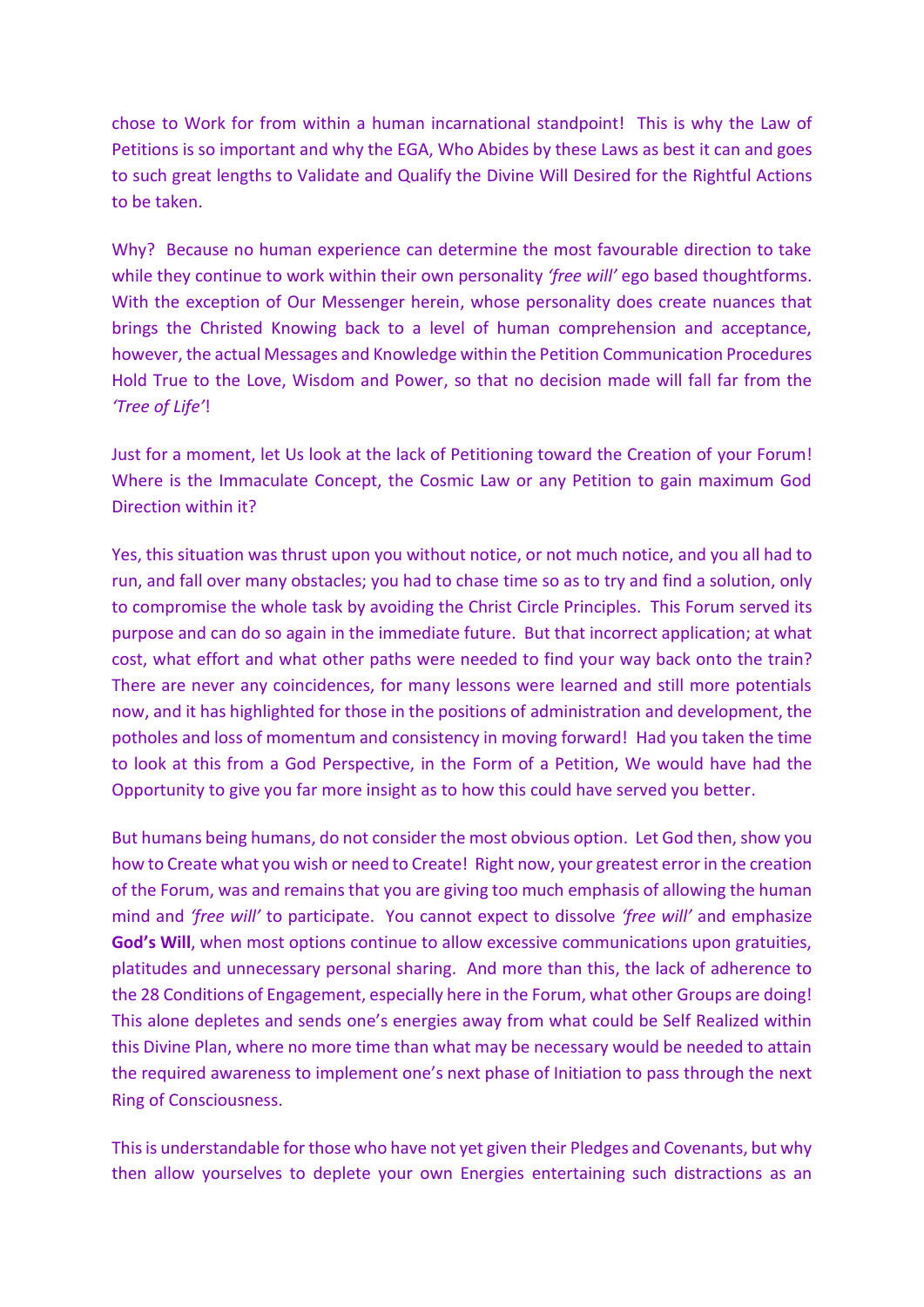chose to Work for from within a human incarnational standpoint! This is why the Law of Petitions is so important and why the EGA, Who Abides by these Laws as best it can and goes to such great lengths to Validate and Qualify the Divine Will Desired for the Rightful Actions to be taken.

Why? Because no human experience can determine the most favourable direction to take while they continue to work within their own personality *'free will'* ego based thoughtforms. With the exception of Our Messenger herein, whose personality does create nuances that brings the Christed Knowing back to a level of human comprehension and acceptance, however, the actual Messages and Knowledge within the Petition Communication Procedures Hold True to the Love, Wisdom and Power, so that no decision made will fall far from the *'Tree of Life'*!

Just for a moment, let Us look at the lack of Petitioning toward the Creation of your Forum! Where is the Immaculate Concept, the Cosmic Law or any Petition to gain maximum God Direction within it?

Yes, this situation was thrust upon you without notice, or not much notice, and you all had to run, and fall over many obstacles; you had to chase time so as to try and find a solution, only to compromise the whole task by avoiding the Christ Circle Principles. This Forum served its purpose and can do so again in the immediate future. But that incorrect application; at what cost, what effort and what other paths were needed to find your way back onto the train? There are never any coincidences, for many lessons were learned and still more potentials now, and it has highlighted for those in the positions of administration and development, the potholes and loss of momentum and consistency in moving forward! Had you taken the time to look at this from a God Perspective, in the Form of a Petition, We would have had the Opportunity to give you far more insight as to how this could have served you better.

But humans being humans, do not consider the most obvious option. Let God then, show you how to Create what you wish or need to Create! Right now, your greatest error in the creation of the Forum, was and remains that you are giving too much emphasis of allowing the human mind and *'free will'* to participate. You cannot expect to dissolve *'free will'* and emphasize **God's Will**, when most options continue to allow excessive communications upon gratuities, platitudes and unnecessary personal sharing. And more than this, the lack of adherence to the 28 Conditions of Engagement, especially here in the Forum, what other Groups are doing! This alone depletes and sends one's energies away from what could be Self Realized within this Divine Plan, where no more time than what may be necessary would be needed to attain the required awareness to implement one's next phase of Initiation to pass through the next Ring of Consciousness.

This is understandable for those who have not yet given their Pledges and Covenants, but why then allow yourselves to deplete your own Energies entertaining such distractions as an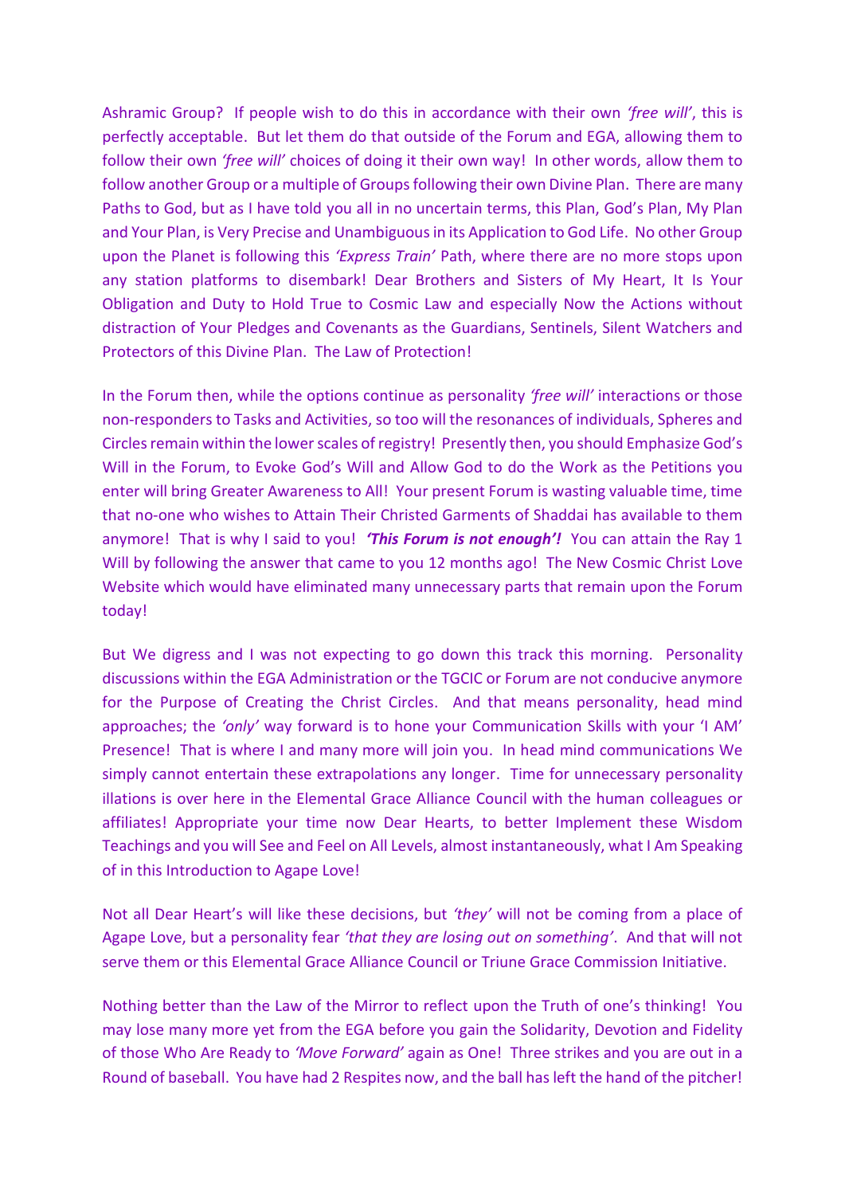Ashramic Group? If people wish to do this in accordance with their own *'free will'*, this is perfectly acceptable. But let them do that outside of the Forum and EGA, allowing them to follow their own *'free will'* choices of doing it their own way! In other words, allow them to follow another Group or a multiple of Groups following their own Divine Plan. There are many Paths to God, but as I have told you all in no uncertain terms, this Plan, God's Plan, My Plan and Your Plan, is Very Precise and Unambiguous in its Application to God Life. No other Group upon the Planet is following this *'Express Train'* Path, where there are no more stops upon any station platforms to disembark! Dear Brothers and Sisters of My Heart, It Is Your Obligation and Duty to Hold True to Cosmic Law and especially Now the Actions without distraction of Your Pledges and Covenants as the Guardians, Sentinels, Silent Watchers and Protectors of this Divine Plan. The Law of Protection!

In the Forum then, while the options continue as personality *'free will'* interactions or those non-responders to Tasks and Activities, so too will the resonances of individuals, Spheres and Circles remain within the lower scales of registry! Presently then, you should Emphasize God's Will in the Forum, to Evoke God's Will and Allow God to do the Work as the Petitions you enter will bring Greater Awareness to All! Your present Forum is wasting valuable time, time that no-one who wishes to Attain Their Christed Garments of Shaddai has available to them anymore! That is why I said to you! ***'This Forum is not enough'!*** You can attain the Ray 1 Will by following the answer that came to you 12 months ago! The New Cosmic Christ Love Website which would have eliminated many unnecessary parts that remain upon the Forum today!

But We digress and I was not expecting to go down this track this morning. Personality discussions within the EGA Administration or the TGCIC or Forum are not conducive anymore for the Purpose of Creating the Christ Circles. And that means personality, head mind approaches; the *'only'* way forward is to hone your Communication Skills with your 'I AM' Presence! That is where I and many more will join you. In head mind communications We simply cannot entertain these extrapolations any longer. Time for unnecessary personality illations is over here in the Elemental Grace Alliance Council with the human colleagues or affiliates! Appropriate your time now Dear Hearts, to better Implement these Wisdom Teachings and you will See and Feel on All Levels, almost instantaneously, what I Am Speaking of in this Introduction to Agape Love!

Not all Dear Heart's will like these decisions, but *'they'* will not be coming from a place of Agape Love, but a personality fear *'that they are losing out on something'*. And that will not serve them or this Elemental Grace Alliance Council or Triune Grace Commission Initiative.

Nothing better than the Law of the Mirror to reflect upon the Truth of one's thinking! You may lose many more yet from the EGA before you gain the Solidarity, Devotion and Fidelity of those Who Are Ready to *'Move Forward'* again as One! Three strikes and you are out in a Round of baseball. You have had 2 Respites now, and the ball has left the hand of the pitcher!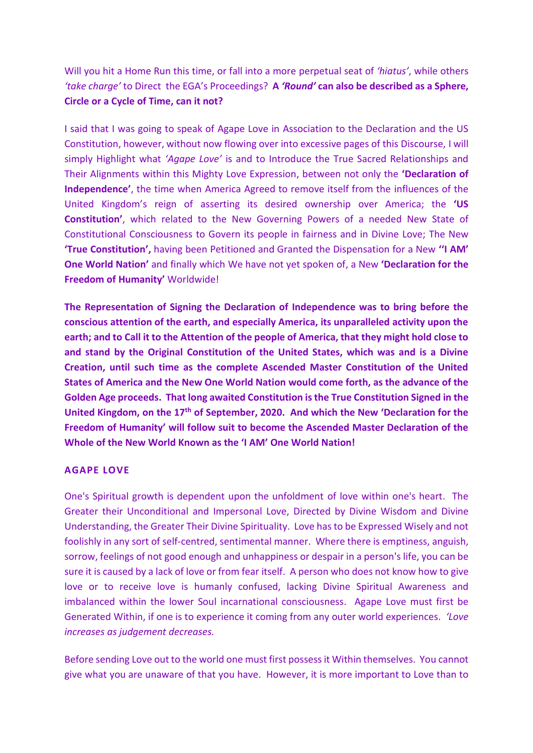Will you hit a Home Run this time, or fall into a more perpetual seat of *'hiatus'*, while others *'take charge'* to Direct the EGA's Proceedings? **A *'Round'* can also be described as a Sphere, Circle or a Cycle of Time, can it not?**

I said that I was going to speak of Agape Love in Association to the Declaration and the US Constitution, however, without now flowing over into excessive pages of this Discourse, I will simply Highlight what *'Agape Love'* is and to Introduce the True Sacred Relationships and Their Alignments within this Mighty Love Expression, between not only the **'Declaration of Independence'**, the time when America Agreed to remove itself from the influences of the United Kingdom's reign of asserting its desired ownership over America; the **'US Constitution'**, which related to the New Governing Powers of a needed New State of Constitutional Consciousness to Govern its people in fairness and in Divine Love; The New **'True Constitution',** having been Petitioned and Granted the Dispensation for a New **''I AM' One World Nation'** and finally which We have not yet spoken of, a New **'Declaration for the Freedom of Humanity'** Worldwide!

**The Representation of Signing the Declaration of Independence was to bring before the conscious attention of the earth, and especially America, its unparalleled activity upon the earth; and to Call it to the Attention of the people of America, that they might hold close to and stand by the Original Constitution of the United States, which was and is a Divine Creation, until such time as the complete Ascended Master Constitution of the United States of America and the New One World Nation would come forth, as the advance of the Golden Age proceeds. That long awaited Constitution is the True Constitution Signed in the United Kingdom, on the 17th of September, 2020. And which the New 'Declaration for the Freedom of Humanity' will follow suit to become the Ascended Master Declaration of the Whole of the New World Known as the 'I AM' One World Nation!**

## AGAPE LOVE

One's Spiritual growth is dependent upon the unfoldment of love within one's heart. The Greater their Unconditional and Impersonal Love, Directed by Divine Wisdom and Divine Understanding, the Greater Their Divine Spirituality. Love has to be Expressed Wisely and not foolishly in any sort of self-centred, sentimental manner. Where there is emptiness, anguish, sorrow, feelings of not good enough and unhappiness or despair in a person's life, you can be sure it is caused by a lack of love or from fear itself. A person who does not know how to give love or to receive love is humanly confused, lacking Divine Spiritual Awareness and imbalanced within the lower Soul incarnational consciousness. Agape Love must first be Generated Within, if one is to experience it coming from any outer world experiences. *'Love increases as judgement decreases.*

Before sending Love out to the world one must first possess it Within themselves. You cannot give what you are unaware of that you have. However, it is more important to Love than to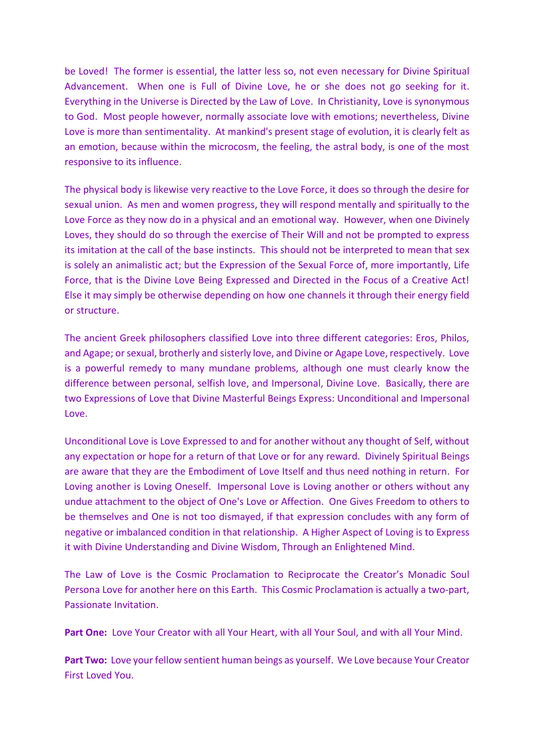be Loved! The former is essential, the latter less so, not even necessary for Divine Spiritual Advancement. When one is Full of Divine Love, he or she does not go seeking for it. Everything in the Universe is Directed by the Law of Love. In Christianity, Love is synonymous to God. Most people however, normally associate love with emotions; nevertheless, Divine Love is more than sentimentality. At mankind's present stage of evolution, it is clearly felt as an emotion, because within the microcosm, the feeling, the astral body, is one of the most responsive to its influence.

The physical body is likewise very reactive to the Love Force, it does so through the desire for sexual union. As men and women progress, they will respond mentally and spiritually to the Love Force as they now do in a physical and an emotional way. However, when one Divinely Loves, they should do so through the exercise of Their Will and not be prompted to express its imitation at the call of the base instincts. This should not be interpreted to mean that sex is solely an animalistic act; but the Expression of the Sexual Force of, more importantly, Life Force, that is the Divine Love Being Expressed and Directed in the Focus of a Creative Act! Else it may simply be otherwise depending on how one channels it through their energy field or structure.

The ancient Greek philosophers classified Love into three different categories: Eros, Philos, and Agape; or sexual, brotherly and sisterly love, and Divine or Agape Love, respectively. Love is a powerful remedy to many mundane problems, although one must clearly know the difference between personal, selfish love, and Impersonal, Divine Love. Basically, there are two Expressions of Love that Divine Masterful Beings Express: Unconditional and Impersonal Love.

Unconditional Love is Love Expressed to and for another without any thought of Self, without any expectation or hope for a return of that Love or for any reward. Divinely Spiritual Beings are aware that they are the Embodiment of Love Itself and thus need nothing in return. For Loving another is Loving Oneself. Impersonal Love is Loving another or others without any undue attachment to the object of One's Love or Affection. One Gives Freedom to others to be themselves and One is not too dismayed, if that expression concludes with any form of negative or imbalanced condition in that relationship. A Higher Aspect of Loving is to Express it with Divine Understanding and Divine Wisdom, Through an Enlightened Mind.

The Law of Love is the Cosmic Proclamation to Reciprocate the Creator's Monadic Soul Persona Love for another here on this Earth. This Cosmic Proclamation is actually a two-part, Passionate Invitation.

**Part One:** Love Your Creator with all Your Heart, with all Your Soul, and with all Your Mind.

**Part Two:** Love your fellow sentient human beings as yourself. We Love because Your Creator First Loved You.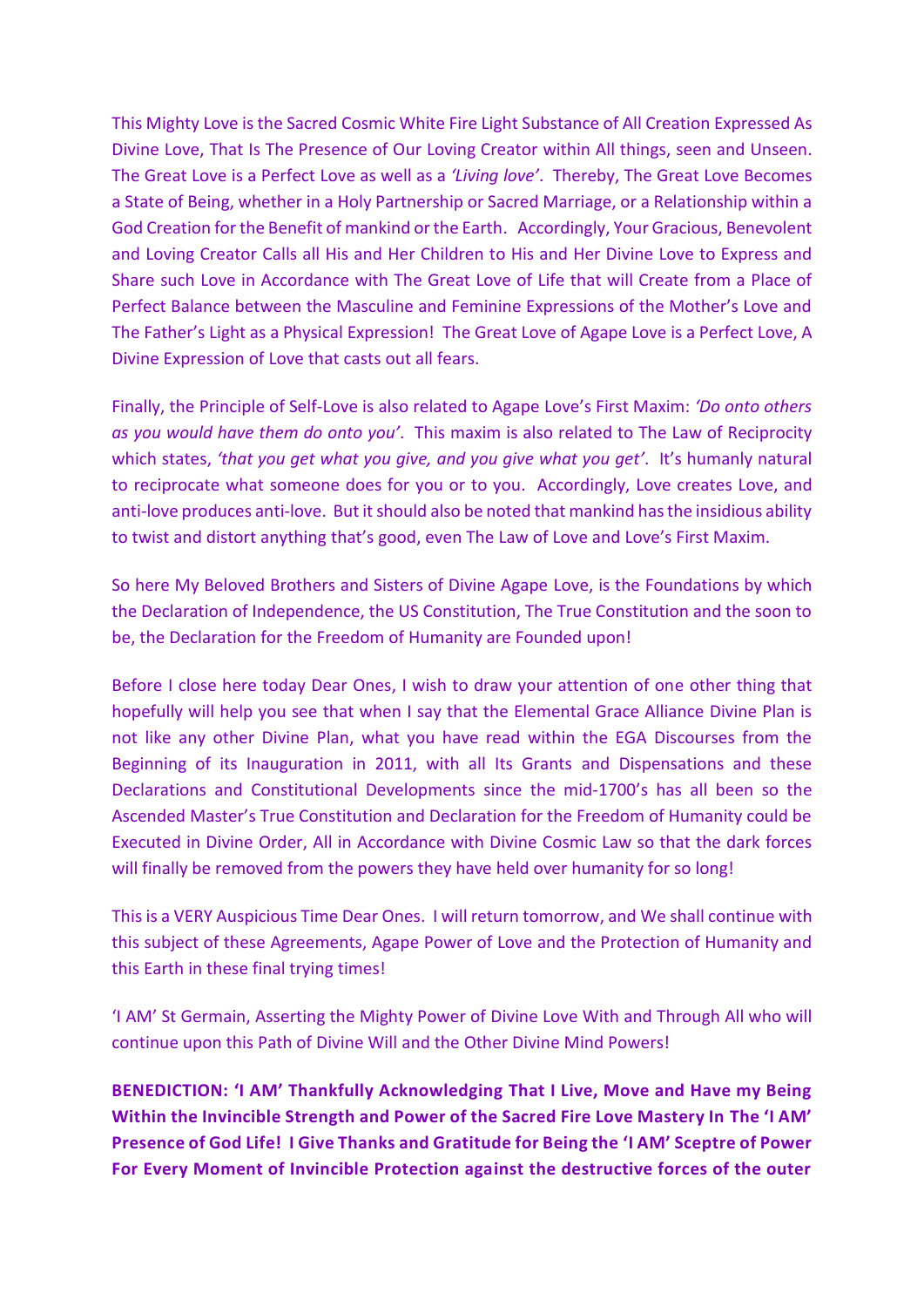This Mighty Love is the Sacred Cosmic White Fire Light Substance of All Creation Expressed As Divine Love, That Is The Presence of Our Loving Creator within All things, seen and Unseen. The Great Love is a Perfect Love as well as a *'Living love'*. Thereby, The Great Love Becomes a State of Being, whether in a Holy Partnership or Sacred Marriage, or a Relationship within a God Creation for the Benefit of mankind or the Earth. Accordingly, Your Gracious, Benevolent and Loving Creator Calls all His and Her Children to His and Her Divine Love to Express and Share such Love in Accordance with The Great Love of Life that will Create from a Place of Perfect Balance between the Masculine and Feminine Expressions of the Mother's Love and The Father's Light as a Physical Expression! The Great Love of Agape Love is a Perfect Love, A Divine Expression of Love that casts out all fears.

Finally, the Principle of Self-Love is also related to Agape Love's First Maxim: *'Do onto others as you would have them do onto you'*. This maxim is also related to The Law of Reciprocity which states, *'that you get what you give, and you give what you get'*. It's humanly natural to reciprocate what someone does for you or to you. Accordingly, Love creates Love, and anti-love produces anti-love. But it should also be noted that mankind has the insidious ability to twist and distort anything that's good, even The Law of Love and Love's First Maxim.

So here My Beloved Brothers and Sisters of Divine Agape Love, is the Foundations by which the Declaration of Independence, the US Constitution, The True Constitution and the soon to be, the Declaration for the Freedom of Humanity are Founded upon!

Before I close here today Dear Ones, I wish to draw your attention of one other thing that hopefully will help you see that when I say that the Elemental Grace Alliance Divine Plan is not like any other Divine Plan, what you have read within the EGA Discourses from the Beginning of its Inauguration in 2011, with all Its Grants and Dispensations and these Declarations and Constitutional Developments since the mid-1700's has all been so the Ascended Master's True Constitution and Declaration for the Freedom of Humanity could be Executed in Divine Order, All in Accordance with Divine Cosmic Law so that the dark forces will finally be removed from the powers they have held over humanity for so long!

This is a VERY Auspicious Time Dear Ones. I will return tomorrow, and We shall continue with this subject of these Agreements, Agape Power of Love and the Protection of Humanity and this Earth in these final trying times!

'I AM' St Germain, Asserting the Mighty Power of Divine Love With and Through All who will continue upon this Path of Divine Will and the Other Divine Mind Powers!

**BENEDICTION: 'I AM' Thankfully Acknowledging That I Live, Move and Have my Being Within the Invincible Strength and Power of the Sacred Fire Love Mastery In The 'I AM' Presence of God Life! I Give Thanks and Gratitude for Being the 'I AM' Sceptre of Power For Every Moment of Invincible Protection against the destructive forces of the outer**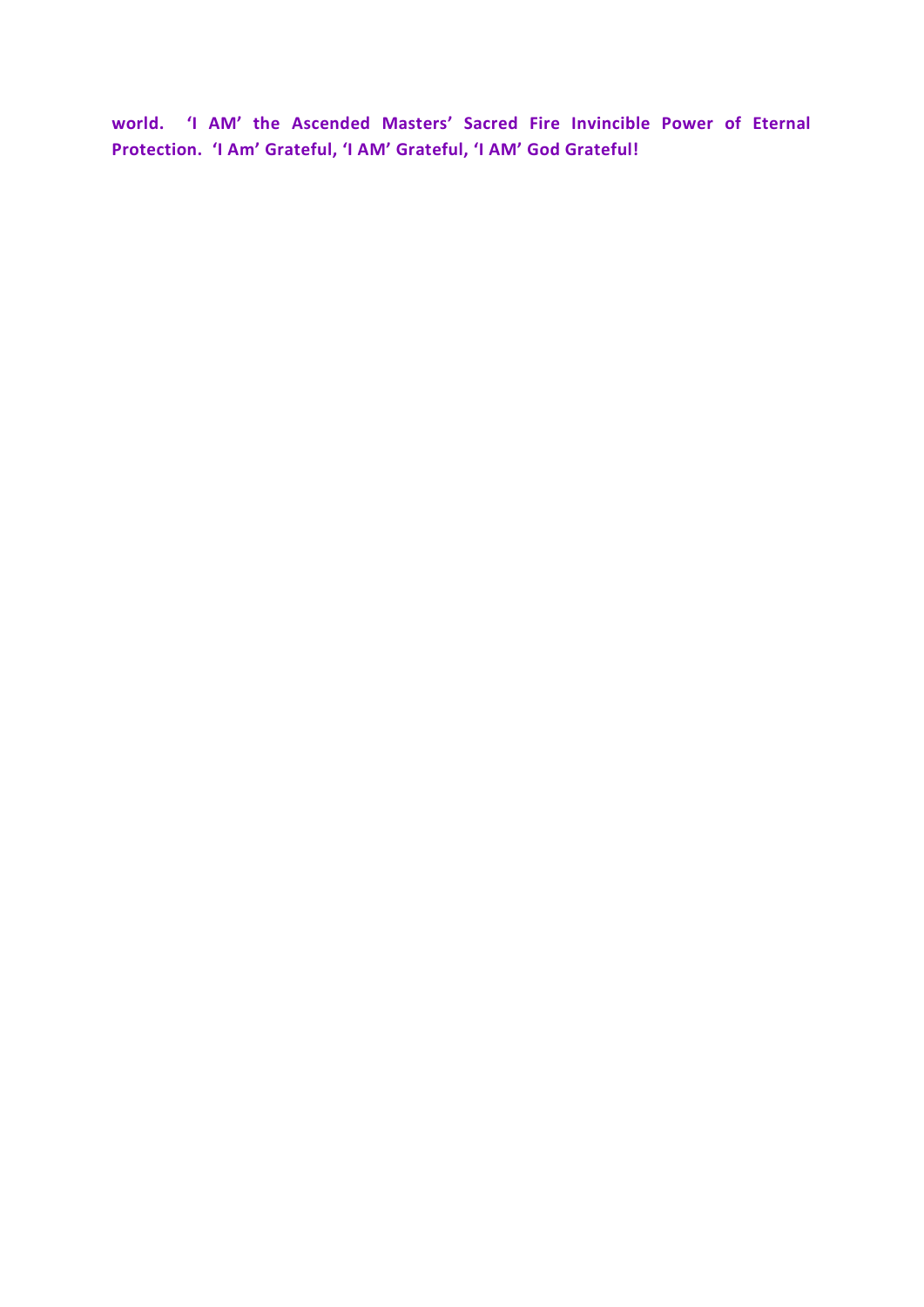**world. 'I AM' the Ascended Masters' Sacred Fire Invincible Power of Eternal Protection. 'I Am' Grateful, 'I AM' Grateful, 'I AM' God Grateful!**